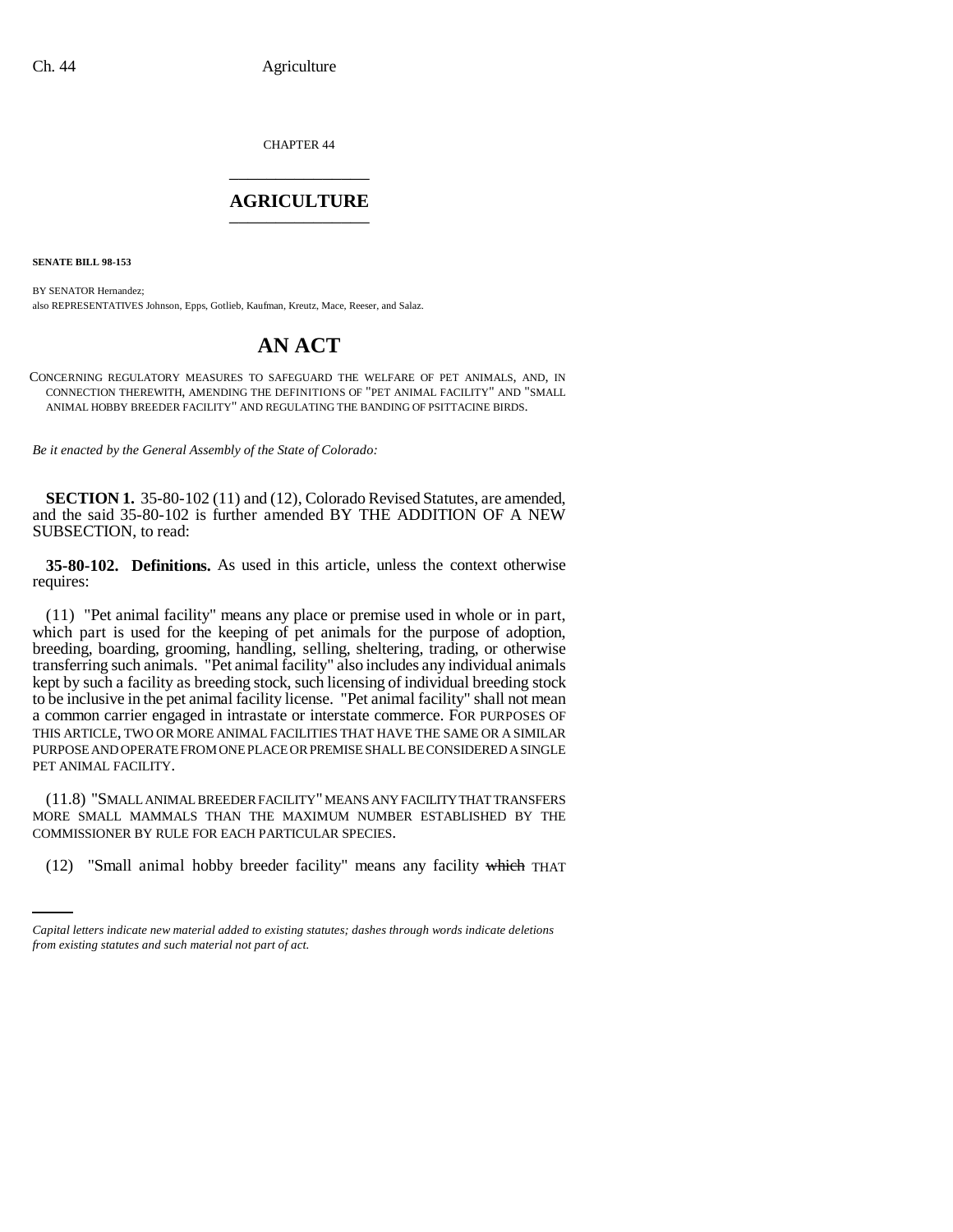CHAPTER 44

# AGRICULTURE

**SENATE BILL 98-153**

BY SENATOR Hernandez;
also REPRESENTATIVES Johnson, Epps, Gotlieb, Kaufman, Kreutz, Mace, Reeser, and Salaz.

# AN ACT

CONCERNING REGULATORY MEASURES TO SAFEGUARD THE WELFARE OF PET ANIMALS, AND, IN CONNECTION THEREWITH, AMENDING THE DEFINITIONS OF "PET ANIMAL FACILITY" AND "SMALL ANIMAL HOBBY BREEDER FACILITY" AND REGULATING THE BANDING OF PSITTACINE BIRDS.

*Be it enacted by the General Assembly of the State of Colorado:*

**SECTION 1.** 35-80-102 (11) and (12), Colorado Revised Statutes, are amended, and the said 35-80-102 is further amended BY THE ADDITION OF A NEW SUBSECTION, to read:

**35-80-102. Definitions.** As used in this article, unless the context otherwise requires:

(11) "Pet animal facility" means any place or premise used in whole or in part, which part is used for the keeping of pet animals for the purpose of adoption, breeding, boarding, grooming, handling, selling, sheltering, trading, or otherwise transferring such animals. "Pet animal facility" also includes any individual animals kept by such a facility as breeding stock, such licensing of individual breeding stock to be inclusive in the pet animal facility license. "Pet animal facility" shall not mean a common carrier engaged in intrastate or interstate commerce. FOR PURPOSES OF THIS ARTICLE, TWO OR MORE ANIMAL FACILITIES THAT HAVE THE SAME OR A SIMILAR PURPOSE AND OPERATE FROM ONE PLACE OR PREMISE SHALL BE CONSIDERED A SINGLE PET ANIMAL FACILITY.

(11.8) "SMALL ANIMAL BREEDER FACILITY" MEANS ANY FACILITY THAT TRANSFERS MORE SMALL MAMMALS THAN THE MAXIMUM NUMBER ESTABLISHED BY THE COMMISSIONER BY RULE FOR EACH PARTICULAR SPECIES.

(12) "Small animal hobby breeder facility" means any facility ~~which~~ THAT

*Capital letters indicate new material added to existing statutes; dashes through words indicate deletions from existing statutes and such material not part of act.*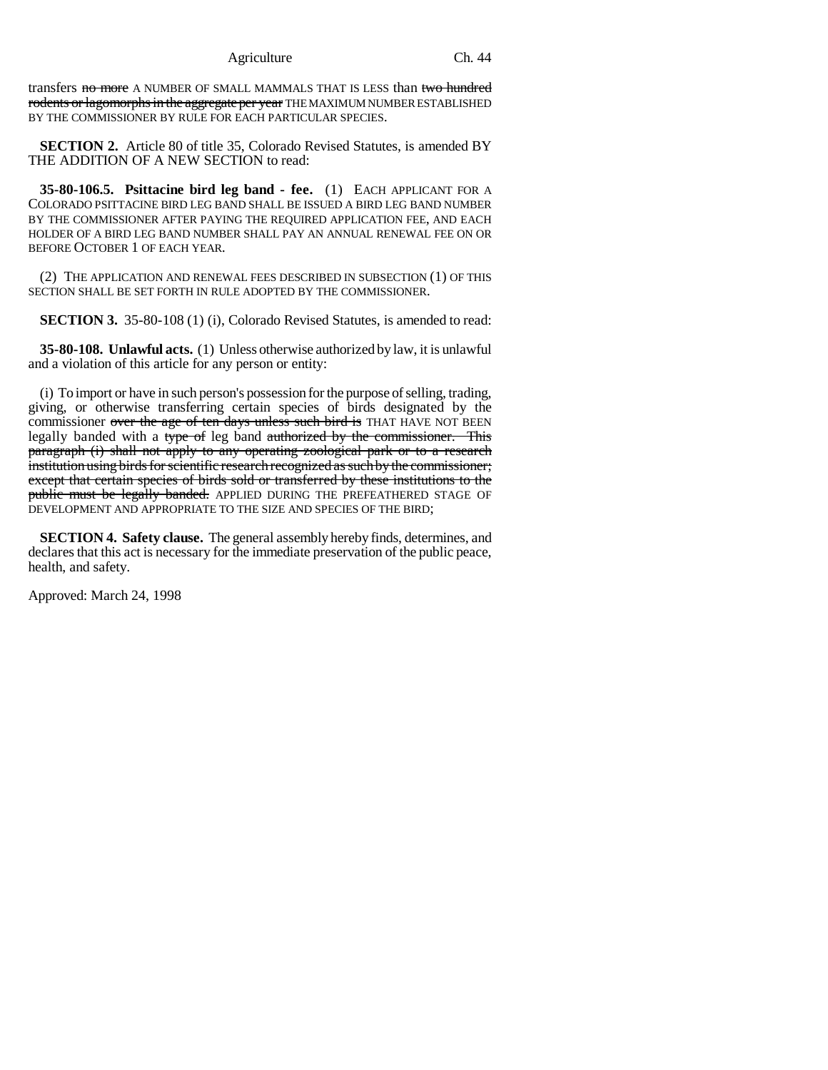transfers ~~no more~~ A NUMBER OF SMALL MAMMALS THAT IS LESS than ~~two hundred rodents or lagomorphs in the aggregate per year~~ THE MAXIMUM NUMBER ESTABLISHED BY THE COMMISSIONER BY RULE FOR EACH PARTICULAR SPECIES.

**SECTION 2.** Article 80 of title 35, Colorado Revised Statutes, is amended BY THE ADDITION OF A NEW SECTION to read:

**35-80-106.5. Psittacine bird leg band - fee.** (1) EACH APPLICANT FOR A COLORADO PSITTACINE BIRD LEG BAND SHALL BE ISSUED A BIRD LEG BAND NUMBER BY THE COMMISSIONER AFTER PAYING THE REQUIRED APPLICATION FEE, AND EACH HOLDER OF A BIRD LEG BAND NUMBER SHALL PAY AN ANNUAL RENEWAL FEE ON OR BEFORE OCTOBER 1 OF EACH YEAR.

(2) THE APPLICATION AND RENEWAL FEES DESCRIBED IN SUBSECTION (1) OF THIS SECTION SHALL BE SET FORTH IN RULE ADOPTED BY THE COMMISSIONER.

**SECTION 3.** 35-80-108 (1) (i), Colorado Revised Statutes, is amended to read:

**35-80-108. Unlawful acts.** (1) Unless otherwise authorized by law, it is unlawful and a violation of this article for any person or entity:

(i) To import or have in such person's possession for the purpose of selling, trading, giving, or otherwise transferring certain species of birds designated by the commissioner ~~over the age of ten days unless such bird is~~ THAT HAVE NOT BEEN legally banded with a ~~type of~~ leg band ~~authorized by the commissioner. This paragraph (i) shall not apply to any operating zoological park or to a research institution using birds for scientific research recognized as such by the commissioner; except that certain species of birds sold or transferred by these institutions to the public must be legally banded.~~ APPLIED DURING THE PREFEATHERED STAGE OF DEVELOPMENT AND APPROPRIATE TO THE SIZE AND SPECIES OF THE BIRD;

**SECTION 4. Safety clause.** The general assembly hereby finds, determines, and declares that this act is necessary for the immediate preservation of the public peace, health, and safety.

Approved: March 24, 1998